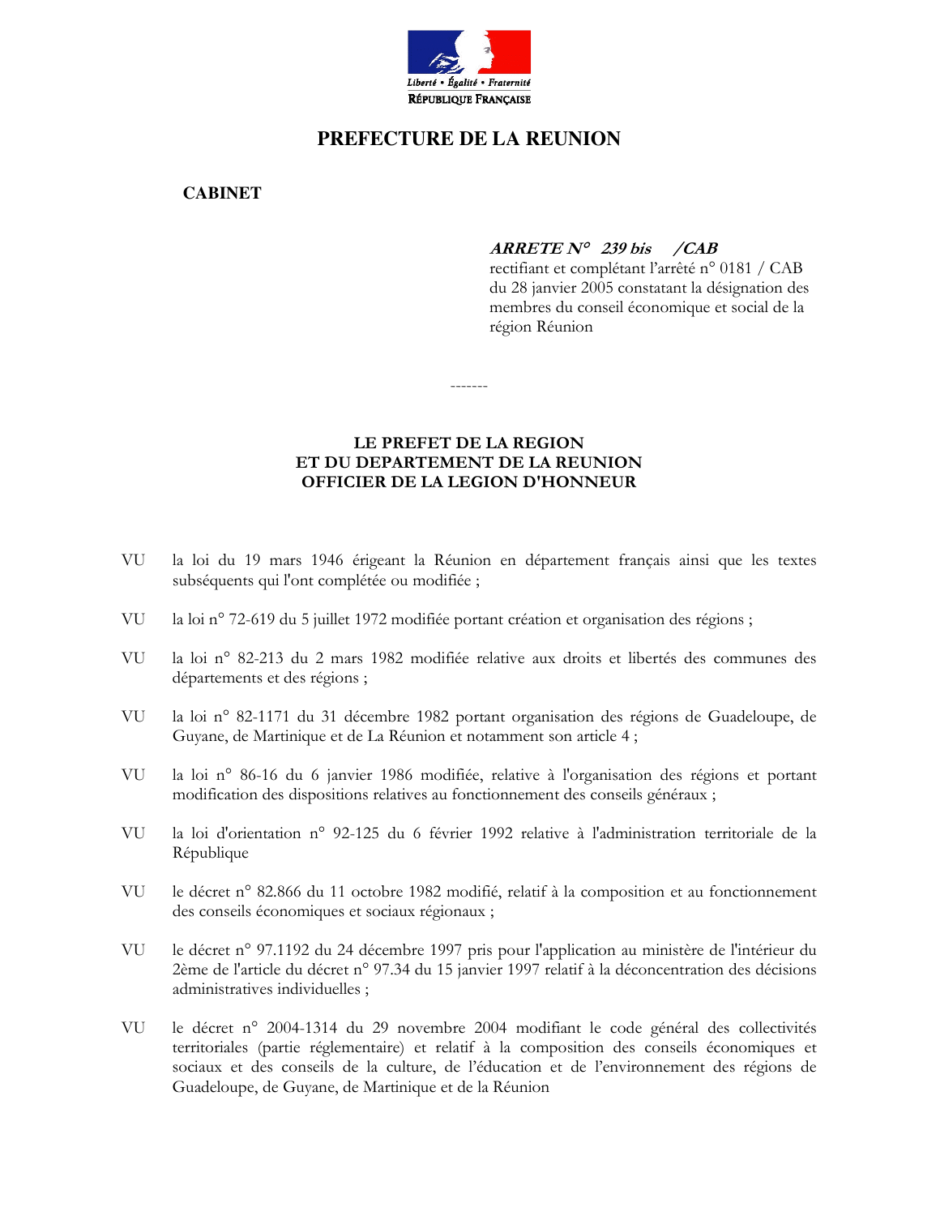Liberté • Égalité • Fraternité
RÉPUBLIQUE FRANÇAISE

# PREFECTURE DE LA REUNION

**CABINET**

***ARRETE N° 239 bis /CAB***
rectifiant et complétant l'arrêté n° 0181 / CAB du 28 janvier 2005 constatant la désignation des membres du conseil économique et social de la région Réunion

-------

**LE PREFET DE LA REGION**
**ET DU DEPARTEMENT DE LA REUNION**
**OFFICIER DE LA LEGION D'HONNEUR**

VU la loi du 19 mars 1946 érigeant la Réunion en département français ainsi que les textes subséquents qui l'ont complétée ou modifiée ;

VU la loi n° 72-619 du 5 juillet 1972 modifiée portant création et organisation des régions ;

VU la loi n° 82-213 du 2 mars 1982 modifiée relative aux droits et libertés des communes des départements et des régions ;

VU la loi n° 82-1171 du 31 décembre 1982 portant organisation des régions de Guadeloupe, de Guyane, de Martinique et de La Réunion et notamment son article 4 ;

VU la loi n° 86-16 du 6 janvier 1986 modifiée, relative à l'organisation des régions et portant modification des dispositions relatives au fonctionnement des conseils généraux ;

VU la loi d'orientation n° 92-125 du 6 février 1992 relative à l'administration territoriale de la République

VU le décret n° 82.866 du 11 octobre 1982 modifié, relatif à la composition et au fonctionnement des conseils économiques et sociaux régionaux ;

VU le décret n° 97.1192 du 24 décembre 1997 pris pour l'application au ministère de l'intérieur du 2ème de l'article du décret n° 97.34 du 15 janvier 1997 relatif à la déconcentration des décisions administratives individuelles ;

VU le décret n° 2004-1314 du 29 novembre 2004 modifiant le code général des collectivités territoriales (partie réglementaire) et relatif à la composition des conseils économiques et sociaux et des conseils de la culture, de l'éducation et de l'environnement des régions de Guadeloupe, de Guyane, de Martinique et de la Réunion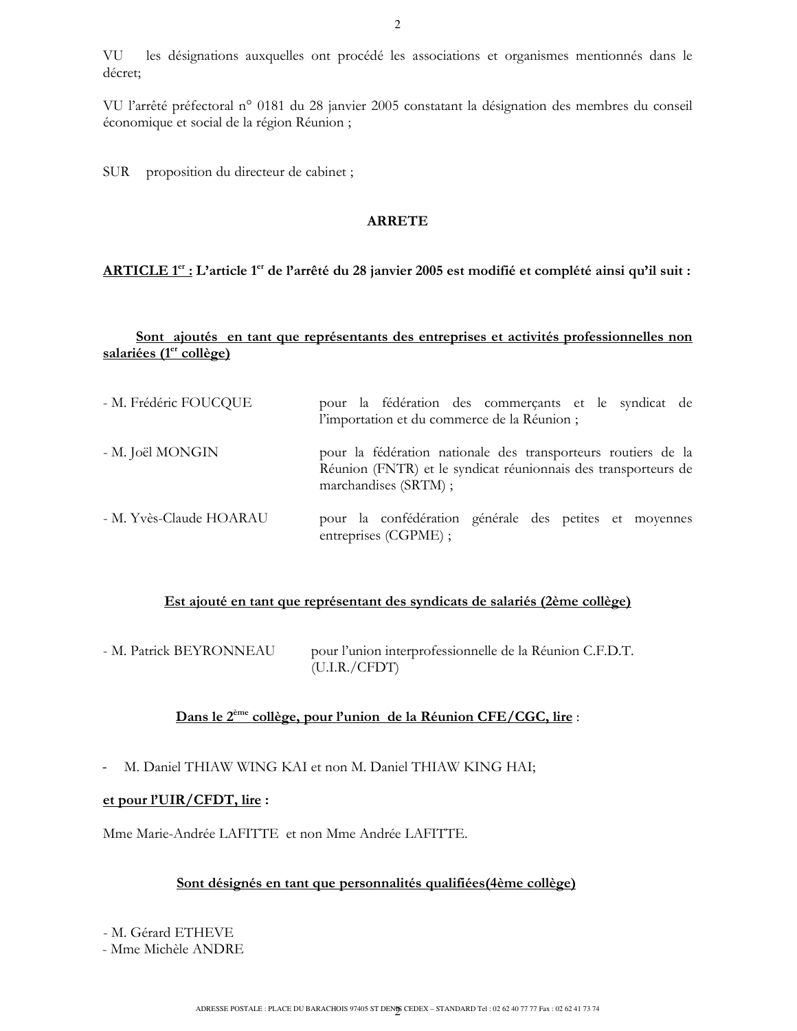VU les désignations auxquelles ont procédé les associations et organismes mentionnés dans le décret;

VU l'arrêté préfectoral n° 0181 du 28 janvier 2005 constatant la désignation des membres du conseil économique et social de la région Réunion ;

SUR proposition du directeur de cabinet ;

**ARRETE**

**ARTICLE 1er : L'article 1er de l'arrêté du 28 janvier 2005 est modifié et complété ainsi qu'il suit :**

**Sont ajoutés en tant que représentants des entreprises et activités professionnelles non salariées (1er collège)**

- M. Frédéric FOUCQUE — pour la fédération des commerçants et le syndicat de l'importation et du commerce de la Réunion ;
- M. Joël MONGIN — pour la fédération nationale des transporteurs routiers de la Réunion (FNTR) et le syndicat réunionnais des transporteurs de marchandises (SRTM) ;
- M. Yvès-Claude HOARAU — pour la confédération générale des petites et moyennes entreprises (CGPME) ;

**Est ajouté en tant que représentant des syndicats de salariés (2ème collège)**

- M. Patrick BEYRONNEAU — pour l'union interprofessionnelle de la Réunion C.F.D.T. (U.I.R./CFDT)

**Dans le 2ème collège, pour l'union de la Réunion CFE/CGC, lire** :

- M. Daniel THIAW WING KAI et non M. Daniel THIAW KING HAI;

**et pour l'UIR/CFDT, lire :**

Mme Marie-Andrée LAFITTE et non Mme Andrée LAFITTE.

**Sont désignés en tant que personnalités qualifiées(4ème collège)**

- M. Gérard ETHEVE
- Mme Michèle ANDRE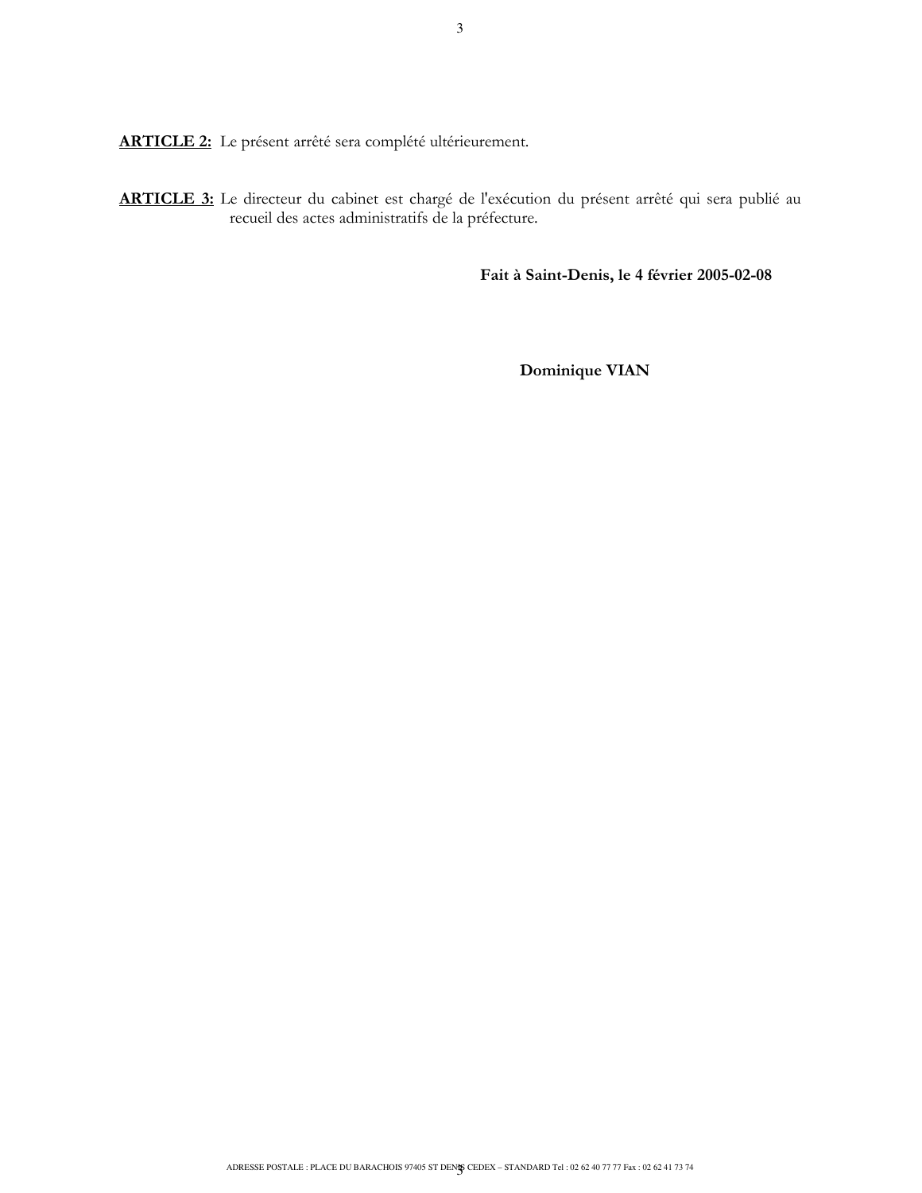**ARTICLE 2:** Le présent arrêté sera complété ultérieurement.

**ARTICLE 3:** Le directeur du cabinet est chargé de l'exécution du présent arrêté qui sera publié au recueil des actes administratifs de la préfecture.

**Fait à Saint-Denis, le 4 février 2005-02-08**

**Dominique VIAN**